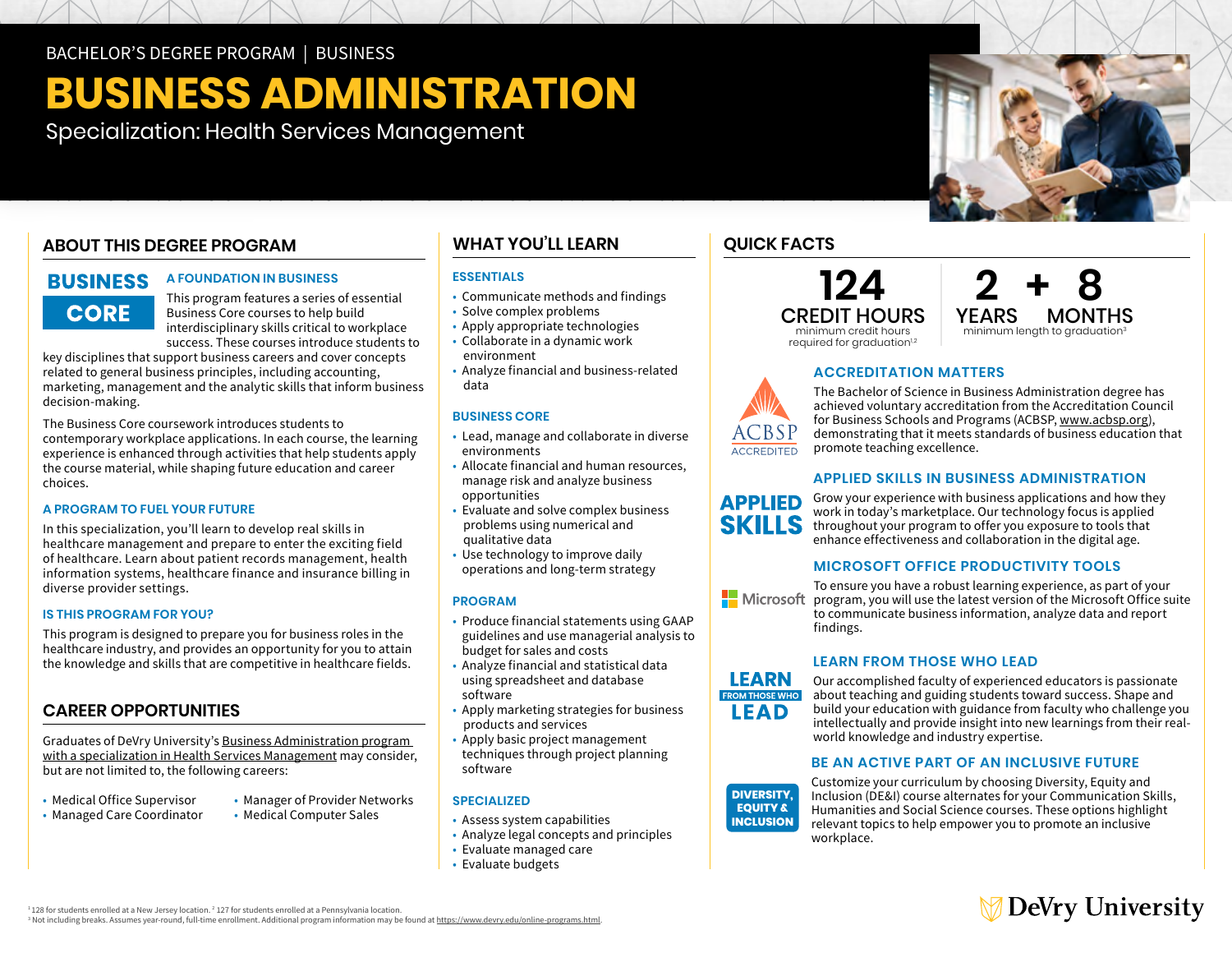BACHELOR'S DEGREE PROGRAM | BUSINESS

# BUSINESS ADMINISTRATION

Specialization: Health Services Management

## ABOUT THIS DEGREE PROGRAM

**BUSINESS CORE**

### A FOUNDATION IN BUSINESS

This program features a series of essential Business Core courses to help build interdisciplinary skills critical to workplace success. These courses introduce students to key disciplines that support business careers and cover concepts related to general business principles, including accounting, marketing, management and the analytic skills that inform business decision-making.

The Business Core coursework introduces students to contemporary workplace applications. In each course, the learning experience is enhanced through activities that help students apply the course material, while shaping future education and career choices.

### A PROGRAM TO FUEL YOUR FUTURE

In this specialization, you'll learn to develop real skills in healthcare management and prepare to enter the exciting field of healthcare. Learn about patient records management, health information systems, healthcare finance and insurance billing in diverse provider settings.

### IS THIS PROGRAM FOR YOU?

This program is designed to prepare you for business roles in the healthcare industry, and provides an opportunity for you to attain the knowledge and skills that are competitive in healthcare fields.

## CAREER OPPORTUNITIES

Graduates of DeVry University's Business Administration program with a specialization in Health Services Management may consider, but are not limited to, the following careers:

- Medical Office Supervisor
- Managed Care Coordinator
- Manager of Provider Networks
- Medical Computer Sales

## WHAT YOU'LL LEARN

### ESSENTIALS

- Communicate methods and findings
- Solve complex problems
- Apply appropriate technologies
- Collaborate in a dynamic work environment
- Analyze financial and business-related data

### BUSINESS CORE

- Lead, manage and collaborate in diverse environments
- Allocate financial and human resources, manage risk and analyze business opportunities
- Evaluate and solve complex business problems using numerical and qualitative data
- Use technology to improve daily operations and long-term strategy

### PROGRAM

- Produce financial statements using GAAP guidelines and use managerial analysis to budget for sales and costs
- Analyze financial and statistical data using spreadsheet and database software
- Apply marketing strategies for business products and services
- Apply basic project management techniques through project planning software

### SPECIALIZED

- Assess system capabilities
- Analyze legal concepts and principles
- Evaluate managed care
- Evaluate budgets

## QUICK FACTS

**124 CREDIT HOURS**
minimum credit hours required for graduation[1,2]

**2 YEARS + 8 MONTHS**
minimum length to graduation[3]

### ACCREDITATION MATTERS

ACBSP ACCREDITED

The Bachelor of Science in Business Administration degree has achieved voluntary accreditation from the Accreditation Council for Business Schools and Programs (ACBSP, www.acbsp.org), demonstrating that it meets standards of business education that promote teaching excellence.

### APPLIED SKILLS IN BUSINESS ADMINISTRATION

Grow your experience with business applications and how they work in today's marketplace. Our technology focus is applied throughout your program to offer you exposure to tools that enhance effectiveness and collaboration in the digital age.

### MICROSOFT OFFICE PRODUCTIVITY TOOLS

To ensure you have a robust learning experience, as part of your program, you will use the latest version of the Microsoft Office suite to communicate business information, analyze data and report findings.

### LEARN FROM THOSE WHO LEAD

Our accomplished faculty of experienced educators is passionate about teaching and guiding students toward success. Shape and build your education with guidance from faculty who challenge you intellectually and provide insight into new learnings from their real-world knowledge and industry expertise.

### BE AN ACTIVE PART OF AN INCLUSIVE FUTURE

Customize your curriculum by choosing Diversity, Equity and Inclusion (DE&I) course alternates for your Communication Skills, Humanities and Social Science courses. These options highlight relevant topics to help empower you to promote an inclusive workplace.

[1] 128 for students enrolled at a New Jersey location. [2] 127 for students enrolled at a Pennsylvania location.
[3] Not including breaks. Assumes year-round, full-time enrollment. Additional program information may be found at https://www.devry.edu/online-programs.html.

DeVry University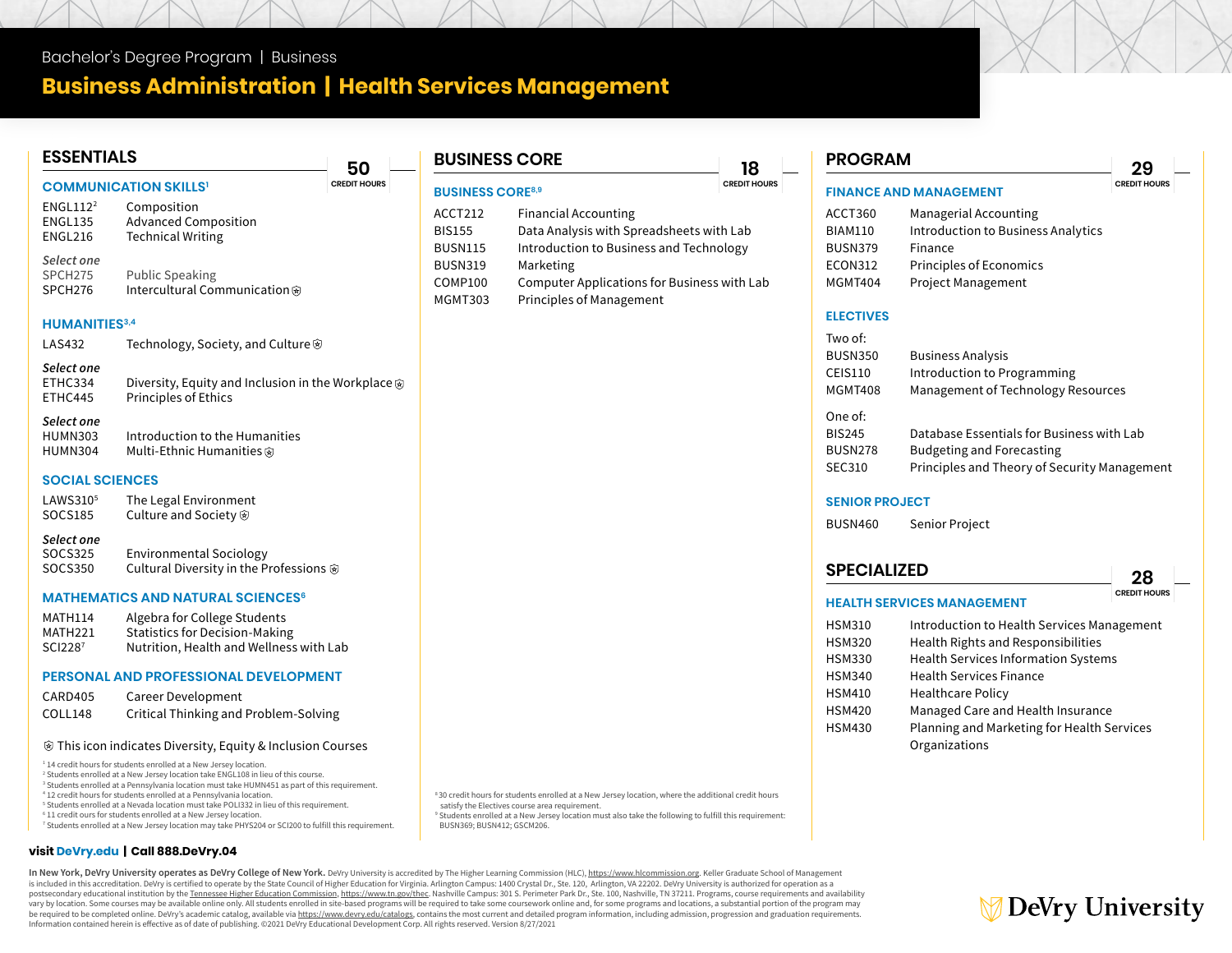Bachelor's Degree Program | Business

# Business Administration | Health Services Management

## ESSENTIALS

**50** CREDIT HOURS

### COMMUNICATION SKILLS[1]

| | |
|---|---|
| ENGL112[2] | Composition |
| ENGL135 | Advanced Composition |
| ENGL216 | Technical Writing |

*Select one*

| | |
|---|---|
| SPCH275 | Public Speaking |
| SPCH276 | Intercultural Communication ⛉ |

### HUMANITIES[3,4]

| | |
|---|---|
| LAS432 | Technology, Society, and Culture ⛉ |

*Select one*

| | |
|---|---|
| ETHC334 | Diversity, Equity and Inclusion in the Workplace ⛉ |
| ETHC445 | Principles of Ethics |

*Select one*

| | |
|---|---|
| HUMN303 | Introduction to the Humanities |
| HUMN304 | Multi-Ethnic Humanities ⛉ |

### SOCIAL SCIENCES

| | |
|---|---|
| LAWS310[5] | The Legal Environment |
| SOCS185 | Culture and Society ⛉ |

*Select one*

| | |
|---|---|
| SOCS325 | Environmental Sociology |
| SOCS350 | Cultural Diversity in the Professions ⛉ |

### MATHEMATICS AND NATURAL SCIENCES[6]

| | |
|---|---|
| MATH114 | Algebra for College Students |
| MATH221 | Statistics for Decision-Making |
| SCI228[7] | Nutrition, Health and Wellness with Lab |

### PERSONAL AND PROFESSIONAL DEVELOPMENT

| | |
|---|---|
| CARD405 | Career Development |
| COLL148 | Critical Thinking and Problem-Solving |

⛉ This icon indicates Diversity, Equity & Inclusion Courses

[1] 14 credit hours for students enrolled at a New Jersey location.
[2] Students enrolled at a New Jersey location take ENGL108 in lieu of this course.
[3] Students enrolled at a Pennsylvania location must take HUMN451 as part of this requirement.
[4] 12 credit hours for students enrolled at a Pennsylvania location.
[5] Students enrolled at a Nevada location must take POLI332 in lieu of this requirement.
[6] 11 credit ours for students enrolled at a New Jersey location.
[7] Students enrolled at a New Jersey location may take PHYS204 or SCI200 to fulfill this requirement.

## BUSINESS CORE

**18** CREDIT HOURS

### BUSINESS CORE[8,9]

| | |
|---|---|
| ACCT212 | Financial Accounting |
| BIS155 | Data Analysis with Spreadsheets with Lab |
| BUSN115 | Introduction to Business and Technology |
| BUSN319 | Marketing |
| COMP100 | Computer Applications for Business with Lab |
| MGMT303 | Principles of Management |

[8] 30 credit hours for students enrolled at a New Jersey location, where the additional credit hours satisfy the Electives course area requirement.
[9] Students enrolled at a New Jersey location must also take the following to fulfill this requirement: BUSN369; BUSN412; GSCM206.

## PROGRAM

**29** CREDIT HOURS

### FINANCE AND MANAGEMENT

| | |
|---|---|
| ACCT360 | Managerial Accounting |
| BIAM110 | Introduction to Business Analytics |
| BUSN379 | Finance |
| ECON312 | Principles of Economics |
| MGMT404 | Project Management |

### ELECTIVES

Two of:

| | |
|---|---|
| BUSN350 | Business Analysis |
| CEIS110 | Introduction to Programming |
| MGMT408 | Management of Technology Resources |

One of:

| | |
|---|---|
| BIS245 | Database Essentials for Business with Lab |
| BUSN278 | Budgeting and Forecasting |
| SEC310 | Principles and Theory of Security Management |

### SENIOR PROJECT

| | |
|---|---|
| BUSN460 | Senior Project |

## SPECIALIZED

**28** CREDIT HOURS

### HEALTH SERVICES MANAGEMENT

| | |
|---|---|
| HSM310 | Introduction to Health Services Management |
| HSM320 | Health Rights and Responsibilities |
| HSM330 | Health Services Information Systems |
| HSM340 | Health Services Finance |
| HSM410 | Healthcare Policy |
| HSM420 | Managed Care and Health Insurance |
| HSM430 | Planning and Marketing for Health Services Organizations |

**visit DeVry.edu | Call 888.DeVry.04**

**In New York, DeVry University operates as DeVry College of New York.** DeVry University is accredited by The Higher Learning Commission (HLC), https://www.hlcommission.org. Keller Graduate School of Management is included in this accreditation. DeVry is certified to operate by the State Council of Higher Education for Virginia. Arlington Campus: 1400 Crystal Dr., Ste. 120, Arlington, VA 22202. DeVry University is authorized for operation as a postsecondary educational institution by the Tennessee Higher Education Commission, https://www.tn.gov/thec. Nashville Campus: 301 S. Perimeter Park Dr., Ste. 100, Nashville, TN 37211. Programs, course requirements and availability vary by location. Some courses may be available online only. All students enrolled in site-based programs will be required to take some coursework online and, for some programs and locations, a substantial portion of the program may be required to be completed online. DeVry's academic catalog, available via https://www.devry.edu/catalogs, contains the most current and detailed program information, including admission, progression and graduation requirements. Information contained herein is effective as of date of publishing. ©2021 DeVry Educational Development Corp. All rights reserved. Version 8/27/2021

DeVry University